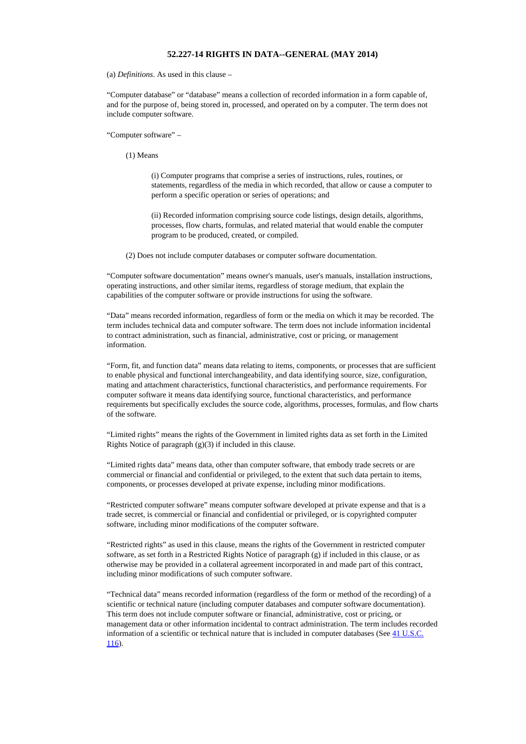# 52.227-14 RIGHTS IN DATA--GENERAL (MAY 2014)

(a) *Definitions*. As used in this clause –

"Computer database" or "database" means a collection of recorded information in a form capable of, and for the purpose of, being stored in, processed, and operated on by a computer. The term does not include computer software.

"Computer software" –

(1) Means

(i) Computer programs that comprise a series of instructions, rules, routines, or statements, regardless of the media in which recorded, that allow or cause a computer to perform a specific operation or series of operations; and

(ii) Recorded information comprising source code listings, design details, algorithms, processes, flow charts, formulas, and related material that would enable the computer program to be produced, created, or compiled.

(2) Does not include computer databases or computer software documentation.

"Computer software documentation" means owner's manuals, user's manuals, installation instructions, operating instructions, and other similar items, regardless of storage medium, that explain the capabilities of the computer software or provide instructions for using the software.

"Data" means recorded information, regardless of form or the media on which it may be recorded. The term includes technical data and computer software. The term does not include information incidental to contract administration, such as financial, administrative, cost or pricing, or management information.

"Form, fit, and function data" means data relating to items, components, or processes that are sufficient to enable physical and functional interchangeability, and data identifying source, size, configuration, mating and attachment characteristics, functional characteristics, and performance requirements. For computer software it means data identifying source, functional characteristics, and performance requirements but specifically excludes the source code, algorithms, processes, formulas, and flow charts of the software.

"Limited rights" means the rights of the Government in limited rights data as set forth in the Limited Rights Notice of paragraph (g)(3) if included in this clause.

"Limited rights data" means data, other than computer software, that embody trade secrets or are commercial or financial and confidential or privileged, to the extent that such data pertain to items, components, or processes developed at private expense, including minor modifications.

"Restricted computer software" means computer software developed at private expense and that is a trade secret, is commercial or financial and confidential or privileged, or is copyrighted computer software, including minor modifications of the computer software.

"Restricted rights" as used in this clause, means the rights of the Government in restricted computer software, as set forth in a Restricted Rights Notice of paragraph (g) if included in this clause, or as otherwise may be provided in a collateral agreement incorporated in and made part of this contract, including minor modifications of such computer software.

"Technical data" means recorded information (regardless of the form or method of the recording) of a scientific or technical nature (including computer databases and computer software documentation). This term does not include computer software or financial, administrative, cost or pricing, or management data or other information incidental to contract administration. The term includes recorded information of a scientific or technical nature that is included in computer databases (See 41 U.S.C. 116).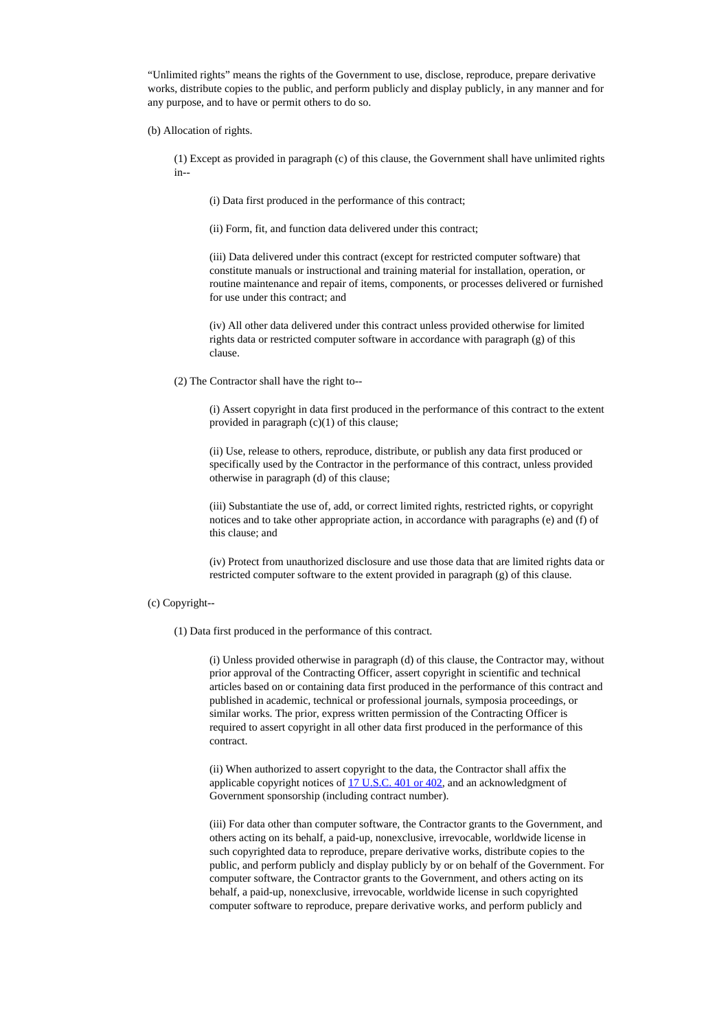"Unlimited rights" means the rights of the Government to use, disclose, reproduce, prepare derivative works, distribute copies to the public, and perform publicly and display publicly, in any manner and for any purpose, and to have or permit others to do so.

(b) Allocation of rights.

(1) Except as provided in paragraph (c) of this clause, the Government shall have unlimited rights in--

(i) Data first produced in the performance of this contract;

(ii) Form, fit, and function data delivered under this contract;

(iii) Data delivered under this contract (except for restricted computer software) that constitute manuals or instructional and training material for installation, operation, or routine maintenance and repair of items, components, or processes delivered or furnished for use under this contract; and

(iv) All other data delivered under this contract unless provided otherwise for limited rights data or restricted computer software in accordance with paragraph (g) of this clause.

(2) The Contractor shall have the right to--

(i) Assert copyright in data first produced in the performance of this contract to the extent provided in paragraph (c)(1) of this clause;

(ii) Use, release to others, reproduce, distribute, or publish any data first produced or specifically used by the Contractor in the performance of this contract, unless provided otherwise in paragraph (d) of this clause;

(iii) Substantiate the use of, add, or correct limited rights, restricted rights, or copyright notices and to take other appropriate action, in accordance with paragraphs (e) and (f) of this clause; and

(iv) Protect from unauthorized disclosure and use those data that are limited rights data or restricted computer software to the extent provided in paragraph (g) of this clause.

(c) Copyright--

(1) Data first produced in the performance of this contract.

(i) Unless provided otherwise in paragraph (d) of this clause, the Contractor may, without prior approval of the Contracting Officer, assert copyright in scientific and technical articles based on or containing data first produced in the performance of this contract and published in academic, technical or professional journals, symposia proceedings, or similar works. The prior, express written permission of the Contracting Officer is required to assert copyright in all other data first produced in the performance of this contract.

(ii) When authorized to assert copyright to the data, the Contractor shall affix the applicable copyright notices of 17 U.S.C. 401 or 402, and an acknowledgment of Government sponsorship (including contract number).

(iii) For data other than computer software, the Contractor grants to the Government, and others acting on its behalf, a paid-up, nonexclusive, irrevocable, worldwide license in such copyrighted data to reproduce, prepare derivative works, distribute copies to the public, and perform publicly and display publicly by or on behalf of the Government. For computer software, the Contractor grants to the Government, and others acting on its behalf, a paid-up, nonexclusive, irrevocable, worldwide license in such copyrighted computer software to reproduce, prepare derivative works, and perform publicly and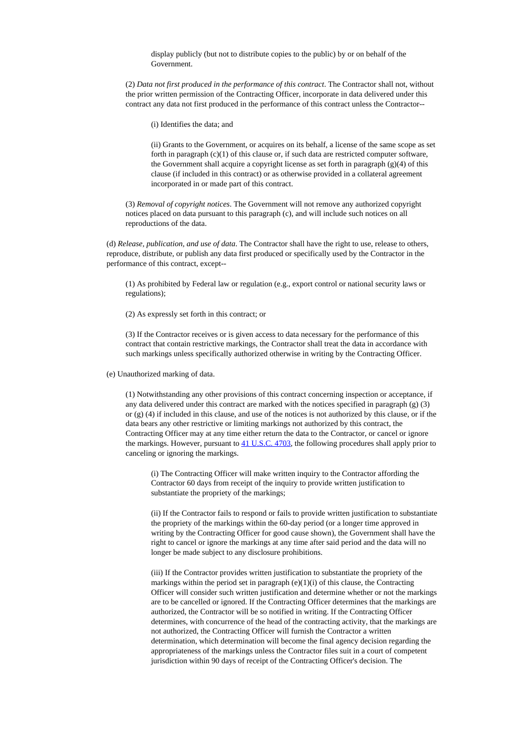display publicly (but not to distribute copies to the public) by or on behalf of the Government.

(2) *Data not first produced in the performance of this contract*. The Contractor shall not, without the prior written permission of the Contracting Officer, incorporate in data delivered under this contract any data not first produced in the performance of this contract unless the Contractor--

(i) Identifies the data; and

(ii) Grants to the Government, or acquires on its behalf, a license of the same scope as set forth in paragraph (c)(1) of this clause or, if such data are restricted computer software, the Government shall acquire a copyright license as set forth in paragraph (g)(4) of this clause (if included in this contract) or as otherwise provided in a collateral agreement incorporated in or made part of this contract.

(3) *Removal of copyright notices*. The Government will not remove any authorized copyright notices placed on data pursuant to this paragraph (c), and will include such notices on all reproductions of the data.

(d) *Release, publication, and use of data*. The Contractor shall have the right to use, release to others, reproduce, distribute, or publish any data first produced or specifically used by the Contractor in the performance of this contract, except--

(1) As prohibited by Federal law or regulation (e.g., export control or national security laws or regulations);

(2) As expressly set forth in this contract; or

(3) If the Contractor receives or is given access to data necessary for the performance of this contract that contain restrictive markings, the Contractor shall treat the data in accordance with such markings unless specifically authorized otherwise in writing by the Contracting Officer.

(e) Unauthorized marking of data.

(1) Notwithstanding any other provisions of this contract concerning inspection or acceptance, if any data delivered under this contract are marked with the notices specified in paragraph (g) (3) or (g) (4) if included in this clause, and use of the notices is not authorized by this clause, or if the data bears any other restrictive or limiting markings not authorized by this contract, the Contracting Officer may at any time either return the data to the Contractor, or cancel or ignore the markings. However, pursuant to [41 U.S.C. 4703](), the following procedures shall apply prior to canceling or ignoring the markings.

(i) The Contracting Officer will make written inquiry to the Contractor affording the Contractor 60 days from receipt of the inquiry to provide written justification to substantiate the propriety of the markings;

(ii) If the Contractor fails to respond or fails to provide written justification to substantiate the propriety of the markings within the 60-day period (or a longer time approved in writing by the Contracting Officer for good cause shown), the Government shall have the right to cancel or ignore the markings at any time after said period and the data will no longer be made subject to any disclosure prohibitions.

(iii) If the Contractor provides written justification to substantiate the propriety of the markings within the period set in paragraph (e)(1)(i) of this clause, the Contracting Officer will consider such written justification and determine whether or not the markings are to be cancelled or ignored. If the Contracting Officer determines that the markings are authorized, the Contractor will be so notified in writing. If the Contracting Officer determines, with concurrence of the head of the contracting activity, that the markings are not authorized, the Contracting Officer will furnish the Contractor a written determination, which determination will become the final agency decision regarding the appropriateness of the markings unless the Contractor files suit in a court of competent jurisdiction within 90 days of receipt of the Contracting Officer's decision. The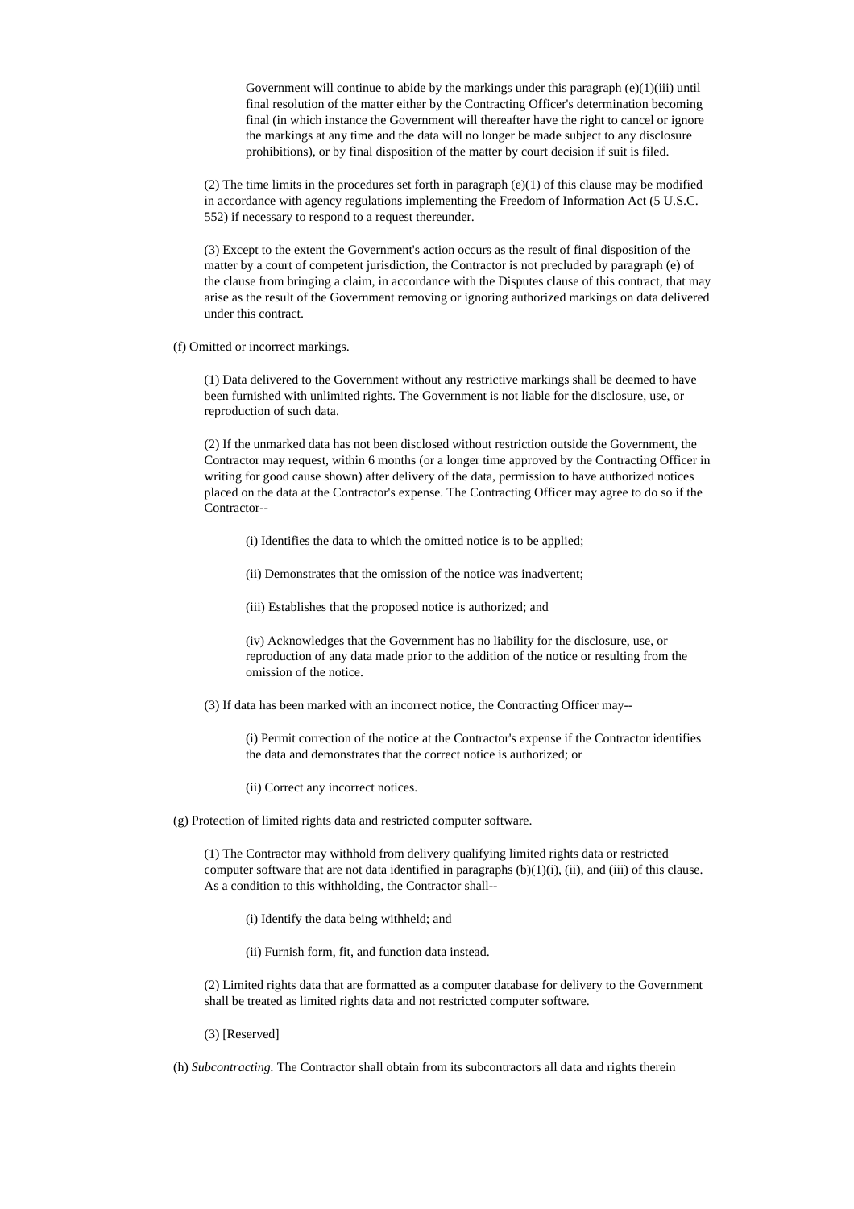Government will continue to abide by the markings under this paragraph (e)(1)(iii) until final resolution of the matter either by the Contracting Officer's determination becoming final (in which instance the Government will thereafter have the right to cancel or ignore the markings at any time and the data will no longer be made subject to any disclosure prohibitions), or by final disposition of the matter by court decision if suit is filed.

(2) The time limits in the procedures set forth in paragraph (e)(1) of this clause may be modified in accordance with agency regulations implementing the Freedom of Information Act (5 U.S.C. 552) if necessary to respond to a request thereunder.

(3) Except to the extent the Government's action occurs as the result of final disposition of the matter by a court of competent jurisdiction, the Contractor is not precluded by paragraph (e) of the clause from bringing a claim, in accordance with the Disputes clause of this contract, that may arise as the result of the Government removing or ignoring authorized markings on data delivered under this contract.

(f) Omitted or incorrect markings.

(1) Data delivered to the Government without any restrictive markings shall be deemed to have been furnished with unlimited rights. The Government is not liable for the disclosure, use, or reproduction of such data.

(2) If the unmarked data has not been disclosed without restriction outside the Government, the Contractor may request, within 6 months (or a longer time approved by the Contracting Officer in writing for good cause shown) after delivery of the data, permission to have authorized notices placed on the data at the Contractor's expense. The Contracting Officer may agree to do so if the Contractor--

(i) Identifies the data to which the omitted notice is to be applied;

(ii) Demonstrates that the omission of the notice was inadvertent;

(iii) Establishes that the proposed notice is authorized; and

(iv) Acknowledges that the Government has no liability for the disclosure, use, or reproduction of any data made prior to the addition of the notice or resulting from the omission of the notice.

(3) If data has been marked with an incorrect notice, the Contracting Officer may--

(i) Permit correction of the notice at the Contractor's expense if the Contractor identifies the data and demonstrates that the correct notice is authorized; or

(ii) Correct any incorrect notices.

(g) Protection of limited rights data and restricted computer software.

(1) The Contractor may withhold from delivery qualifying limited rights data or restricted computer software that are not data identified in paragraphs (b)(1)(i), (ii), and (iii) of this clause. As a condition to this withholding, the Contractor shall--

(i) Identify the data being withheld; and

(ii) Furnish form, fit, and function data instead.

(2) Limited rights data that are formatted as a computer database for delivery to the Government shall be treated as limited rights data and not restricted computer software.

(3) [Reserved]

(h) *Subcontracting.* The Contractor shall obtain from its subcontractors all data and rights therein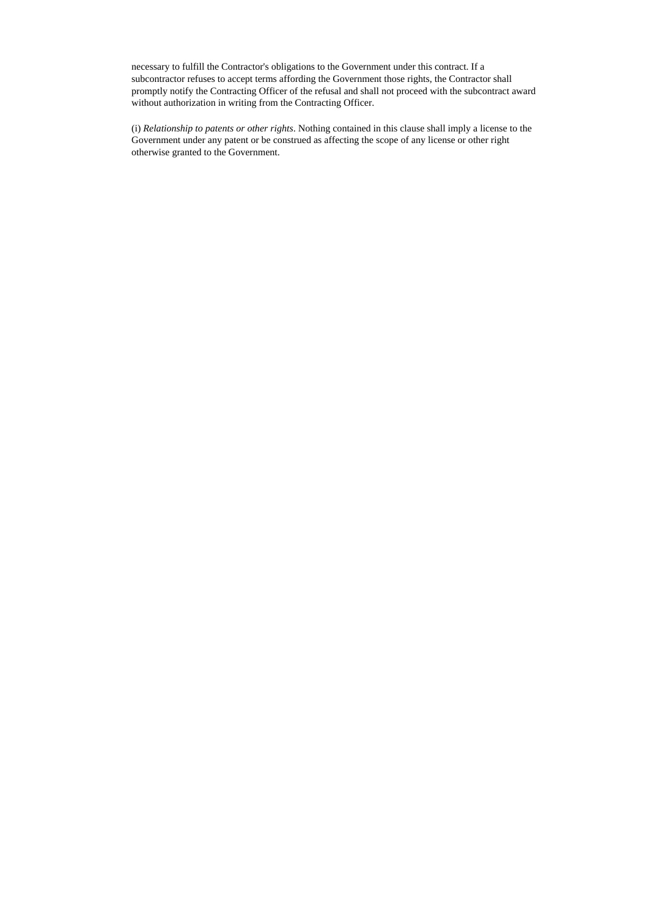necessary to fulfill the Contractor's obligations to the Government under this contract. If a subcontractor refuses to accept terms affording the Government those rights, the Contractor shall promptly notify the Contracting Officer of the refusal and shall not proceed with the subcontract award without authorization in writing from the Contracting Officer.

(i) *Relationship to patents or other rights*. Nothing contained in this clause shall imply a license to the Government under any patent or be construed as affecting the scope of any license or other right otherwise granted to the Government.